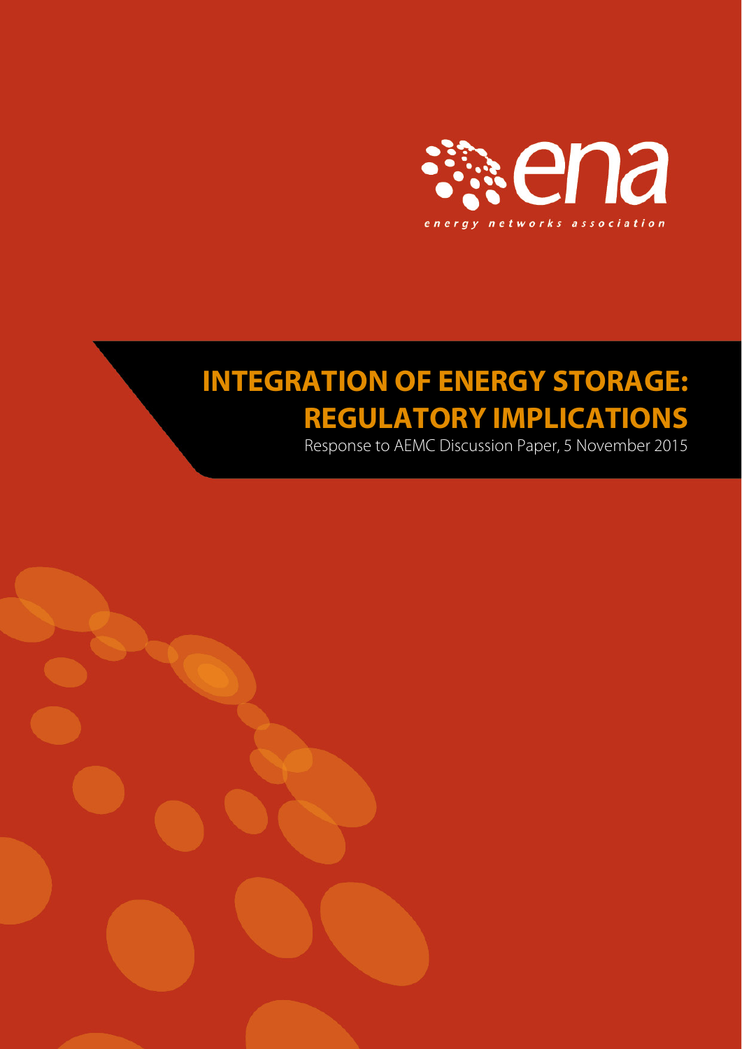ena

energy networks association

# INTEGRATION OF ENERGY STORAGE: REGULATORY IMPLICATIONS

Response to AEMC Discussion Paper, 5 November 2015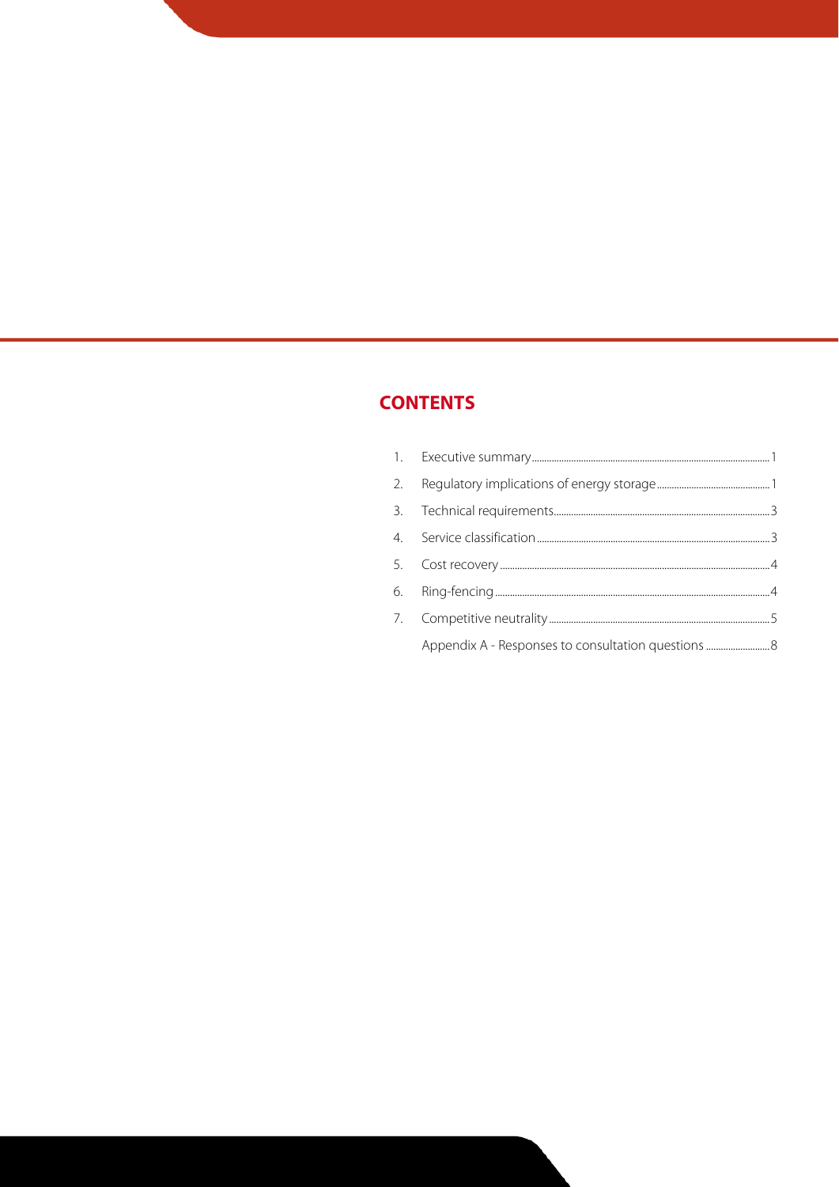# CONTENTS

1. Executive summary ... 1
2. Regulatory implications of energy storage ... 1
3. Technical requirements ... 3
4. Service classification ... 3
5. Cost recovery ... 4
6. Ring-fencing ... 4
7. Competitive neutrality ... 5

Appendix A - Responses to consultation questions ... 8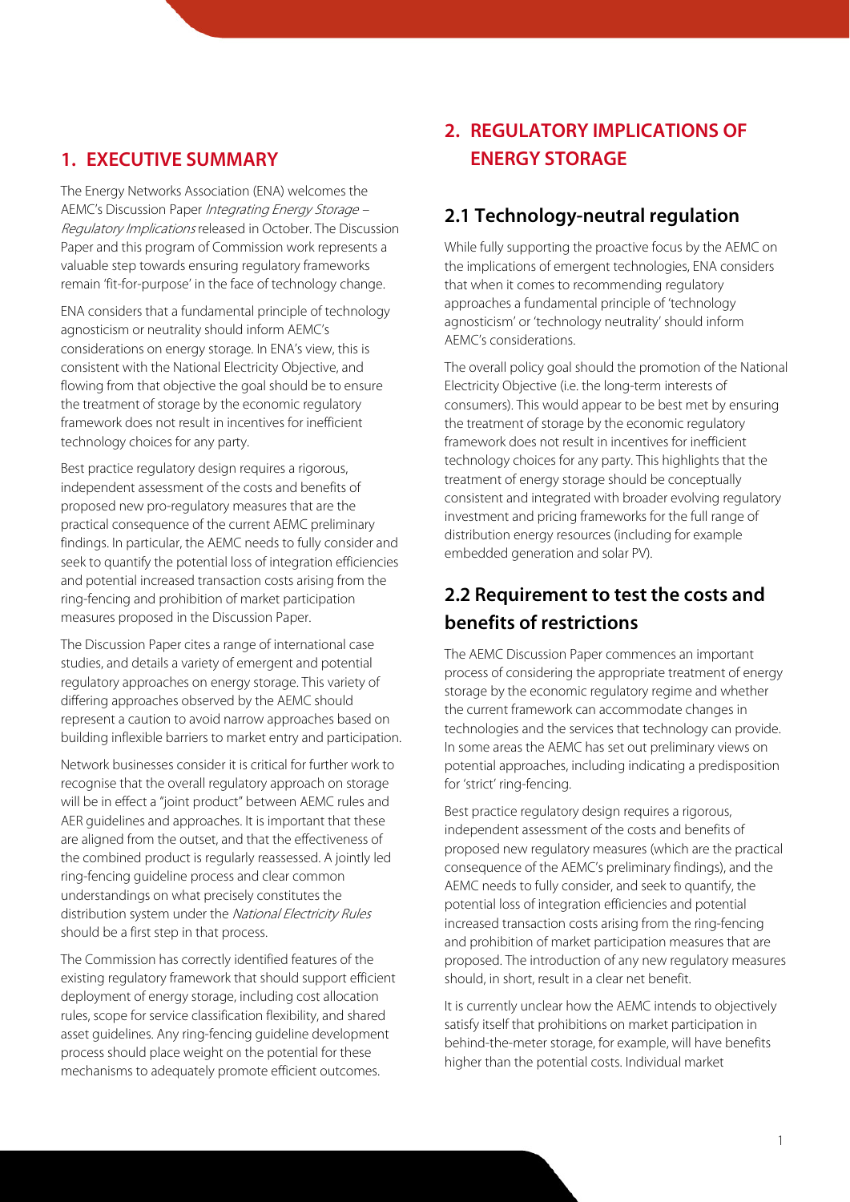## 1. EXECUTIVE SUMMARY

The Energy Networks Association (ENA) welcomes the AEMC's Discussion Paper *Integrating Energy Storage – Regulatory Implications* released in October. The Discussion Paper and this program of Commission work represents a valuable step towards ensuring regulatory frameworks remain 'fit-for-purpose' in the face of technology change.

ENA considers that a fundamental principle of technology agnosticism or neutrality should inform AEMC's considerations on energy storage. In ENA's view, this is consistent with the National Electricity Objective, and flowing from that objective the goal should be to ensure the treatment of storage by the economic regulatory framework does not result in incentives for inefficient technology choices for any party.

Best practice regulatory design requires a rigorous, independent assessment of the costs and benefits of proposed new pro-regulatory measures that are the practical consequence of the current AEMC preliminary findings. In particular, the AEMC needs to fully consider and seek to quantify the potential loss of integration efficiencies and potential increased transaction costs arising from the ring-fencing and prohibition of market participation measures proposed in the Discussion Paper.

The Discussion Paper cites a range of international case studies, and details a variety of emergent and potential regulatory approaches on energy storage. This variety of differing approaches observed by the AEMC should represent a caution to avoid narrow approaches based on building inflexible barriers to market entry and participation.

Network businesses consider it is critical for further work to recognise that the overall regulatory approach on storage will be in effect a "joint product" between AEMC rules and AER guidelines and approaches. It is important that these are aligned from the outset, and that the effectiveness of the combined product is regularly reassessed. A jointly led ring-fencing guideline process and clear common understandings on what precisely constitutes the distribution system under the *National Electricity Rules* should be a first step in that process.

The Commission has correctly identified features of the existing regulatory framework that should support efficient deployment of energy storage, including cost allocation rules, scope for service classification flexibility, and shared asset guidelines. Any ring-fencing guideline development process should place weight on the potential for these mechanisms to adequately promote efficient outcomes.

## 2. REGULATORY IMPLICATIONS OF ENERGY STORAGE

### 2.1 Technology-neutral regulation

While fully supporting the proactive focus by the AEMC on the implications of emergent technologies, ENA considers that when it comes to recommending regulatory approaches a fundamental principle of 'technology agnosticism' or 'technology neutrality' should inform AEMC's considerations.

The overall policy goal should the promotion of the National Electricity Objective (i.e. the long-term interests of consumers). This would appear to be best met by ensuring the treatment of storage by the economic regulatory framework does not result in incentives for inefficient technology choices for any party. This highlights that the treatment of energy storage should be conceptually consistent and integrated with broader evolving regulatory investment and pricing frameworks for the full range of distribution energy resources (including for example embedded generation and solar PV).

### 2.2 Requirement to test the costs and benefits of restrictions

The AEMC Discussion Paper commences an important process of considering the appropriate treatment of energy storage by the economic regulatory regime and whether the current framework can accommodate changes in technologies and the services that technology can provide. In some areas the AEMC has set out preliminary views on potential approaches, including indicating a predisposition for 'strict' ring-fencing.

Best practice regulatory design requires a rigorous, independent assessment of the costs and benefits of proposed new regulatory measures (which are the practical consequence of the AEMC's preliminary findings), and the AEMC needs to fully consider, and seek to quantify, the potential loss of integration efficiencies and potential increased transaction costs arising from the ring-fencing and prohibition of market participation measures that are proposed. The introduction of any new regulatory measures should, in short, result in a clear net benefit.

It is currently unclear how the AEMC intends to objectively satisfy itself that prohibitions on market participation in behind-the-meter storage, for example, will have benefits higher than the potential costs. Individual market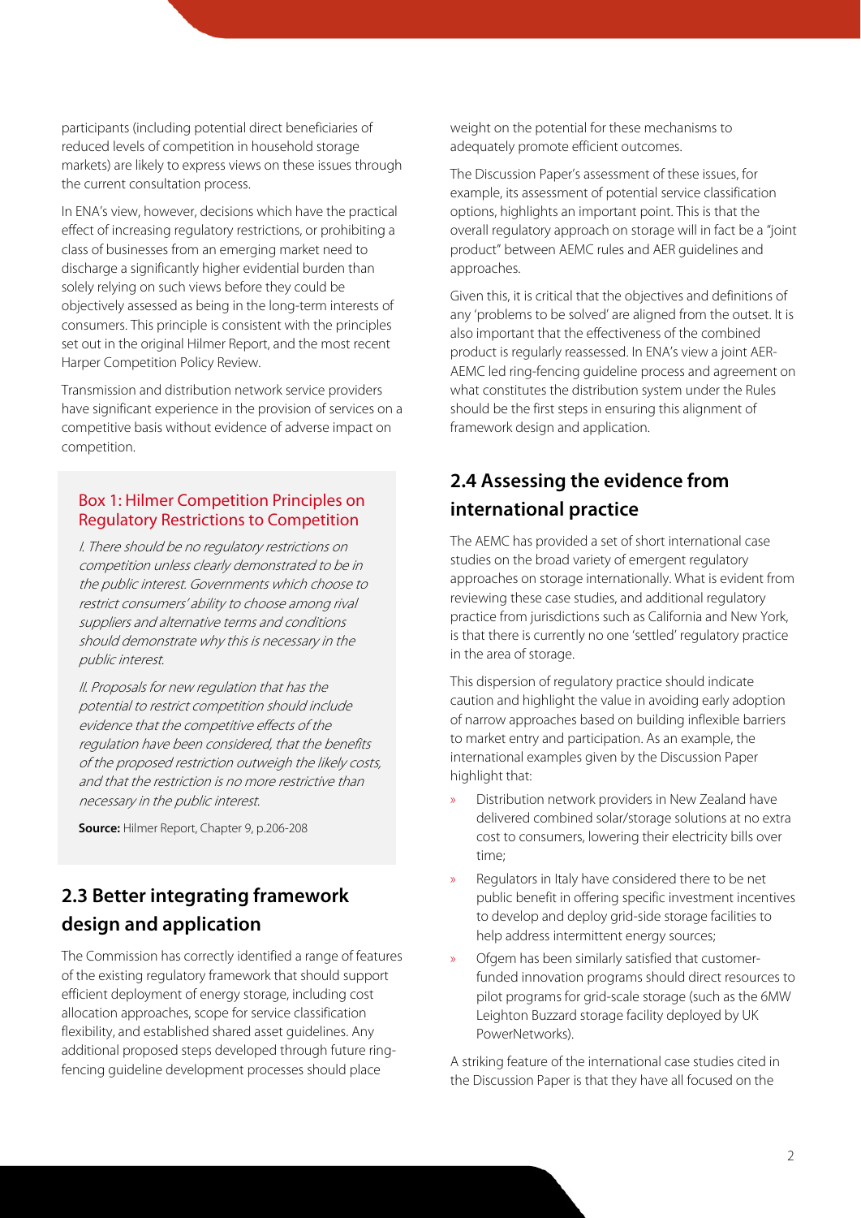participants (including potential direct beneficiaries of reduced levels of competition in household storage markets) are likely to express views on these issues through the current consultation process.

In ENA's view, however, decisions which have the practical effect of increasing regulatory restrictions, or prohibiting a class of businesses from an emerging market need to discharge a significantly higher evidential burden than solely relying on such views before they could be objectively assessed as being in the long-term interests of consumers. This principle is consistent with the principles set out in the original Hilmer Report, and the most recent Harper Competition Policy Review.

Transmission and distribution network service providers have significant experience in the provision of services on a competitive basis without evidence of adverse impact on competition.

> **Box 1: Hilmer Competition Principles on Regulatory Restrictions to Competition**
>
> *I. There should be no regulatory restrictions on competition unless clearly demonstrated to be in the public interest. Governments which choose to restrict consumers' ability to choose among rival suppliers and alternative terms and conditions should demonstrate why this is necessary in the public interest.*
>
> *II. Proposals for new regulation that has the potential to restrict competition should include evidence that the competitive effects of the regulation have been considered, that the benefits of the proposed restriction outweigh the likely costs, and that the restriction is no more restrictive than necessary in the public interest.*
>
> **Source:** Hilmer Report, Chapter 9, p.206-208

## 2.3 Better integrating framework design and application

The Commission has correctly identified a range of features of the existing regulatory framework that should support efficient deployment of energy storage, including cost allocation approaches, scope for service classification flexibility, and established shared asset guidelines. Any additional proposed steps developed through future ring-fencing guideline development processes should place weight on the potential for these mechanisms to adequately promote efficient outcomes.

The Discussion Paper's assessment of these issues, for example, its assessment of potential service classification options, highlights an important point. This is that the overall regulatory approach on storage will in fact be a "joint product" between AEMC rules and AER guidelines and approaches.

Given this, it is critical that the objectives and definitions of any 'problems to be solved' are aligned from the outset. It is also important that the effectiveness of the combined product is regularly reassessed. In ENA's view a joint AER-AEMC led ring-fencing guideline process and agreement on what constitutes the distribution system under the Rules should be the first steps in ensuring this alignment of framework design and application.

## 2.4 Assessing the evidence from international practice

The AEMC has provided a set of short international case studies on the broad variety of emergent regulatory approaches on storage internationally. What is evident from reviewing these case studies, and additional regulatory practice from jurisdictions such as California and New York, is that there is currently no one 'settled' regulatory practice in the area of storage.

This dispersion of regulatory practice should indicate caution and highlight the value in avoiding early adoption of narrow approaches based on building inflexible barriers to market entry and participation. As an example, the international examples given by the Discussion Paper highlight that:

- Distribution network providers in New Zealand have delivered combined solar/storage solutions at no extra cost to consumers, lowering their electricity bills over time;
- Regulators in Italy have considered there to be net public benefit in offering specific investment incentives to develop and deploy grid-side storage facilities to help address intermittent energy sources;
- Ofgem has been similarly satisfied that customer-funded innovation programs should direct resources to pilot programs for grid-scale storage (such as the 6MW Leighton Buzzard storage facility deployed by UK PowerNetworks).

A striking feature of the international case studies cited in the Discussion Paper is that they have all focused on the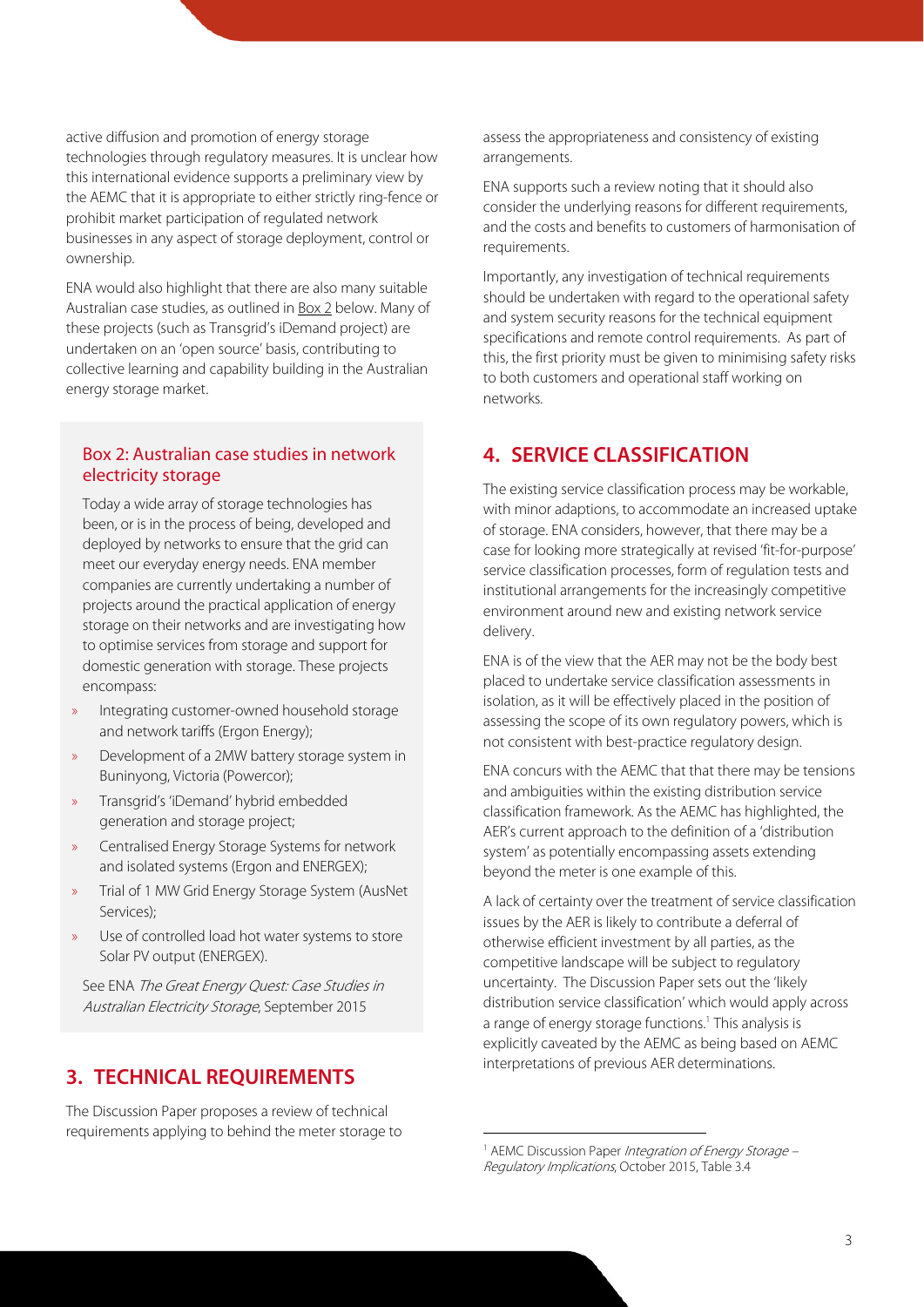active diffusion and promotion of energy storage technologies through regulatory measures. It is unclear how this international evidence supports a preliminary view by the AEMC that it is appropriate to either strictly ring-fence or prohibit market participation of regulated network businesses in any aspect of storage deployment, control or ownership.

ENA would also highlight that there are also many suitable Australian case studies, as outlined in Box 2 below. Many of these projects (such as Transgrid's iDemand project) are undertaken on an 'open source' basis, contributing to collective learning and capability building in the Australian energy storage market.

### Box 2: Australian case studies in network electricity storage

Today a wide array of storage technologies has been, or is in the process of being, developed and deployed by networks to ensure that the grid can meet our everyday energy needs. ENA member companies are currently undertaking a number of projects around the practical application of energy storage on their networks and are investigating how to optimise services from storage and support for domestic generation with storage. These projects encompass:

- Integrating customer-owned household storage and network tariffs (Ergon Energy);
- Development of a 2MW battery storage system in Buninyong, Victoria (Powercor);
- Transgrid's 'iDemand' hybrid embedded generation and storage project;
- Centralised Energy Storage Systems for network and isolated systems (Ergon and ENERGEX);
- Trial of 1 MW Grid Energy Storage System (AusNet Services);
- Use of controlled load hot water systems to store Solar PV output (ENERGEX).

See ENA *The Great Energy Quest: Case Studies in Australian Electricity Storage*, September 2015

## 3. TECHNICAL REQUIREMENTS

The Discussion Paper proposes a review of technical requirements applying to behind the meter storage to assess the appropriateness and consistency of existing arrangements.

ENA supports such a review noting that it should also consider the underlying reasons for different requirements, and the costs and benefits to customers of harmonisation of requirements.

Importantly, any investigation of technical requirements should be undertaken with regard to the operational safety and system security reasons for the technical equipment specifications and remote control requirements. As part of this, the first priority must be given to minimising safety risks to both customers and operational staff working on networks.

## 4. SERVICE CLASSIFICATION

The existing service classification process may be workable, with minor adaptions, to accommodate an increased uptake of storage. ENA considers, however, that there may be a case for looking more strategically at revised 'fit-for-purpose' service classification processes, form of regulation tests and institutional arrangements for the increasingly competitive environment around new and existing network service delivery.

ENA is of the view that the AER may not be the body best placed to undertake service classification assessments in isolation, as it will be effectively placed in the position of assessing the scope of its own regulatory powers, which is not consistent with best-practice regulatory design.

ENA concurs with the AEMC that that there may be tensions and ambiguities within the existing distribution service classification framework. As the AEMC has highlighted, the AER's current approach to the definition of a 'distribution system' as potentially encompassing assets extending beyond the meter is one example of this.

A lack of certainty over the treatment of service classification issues by the AER is likely to contribute a deferral of otherwise efficient investment by all parties, as the competitive landscape will be subject to regulatory uncertainty. The Discussion Paper sets out the 'likely distribution service classification' which would apply across a range of energy storage functions.[1] This analysis is explicitly caveated by the AEMC as being based on AEMC interpretations of previous AER determinations.

---

[1] AEMC Discussion Paper *Integration of Energy Storage – Regulatory Implications*, October 2015, Table 3.4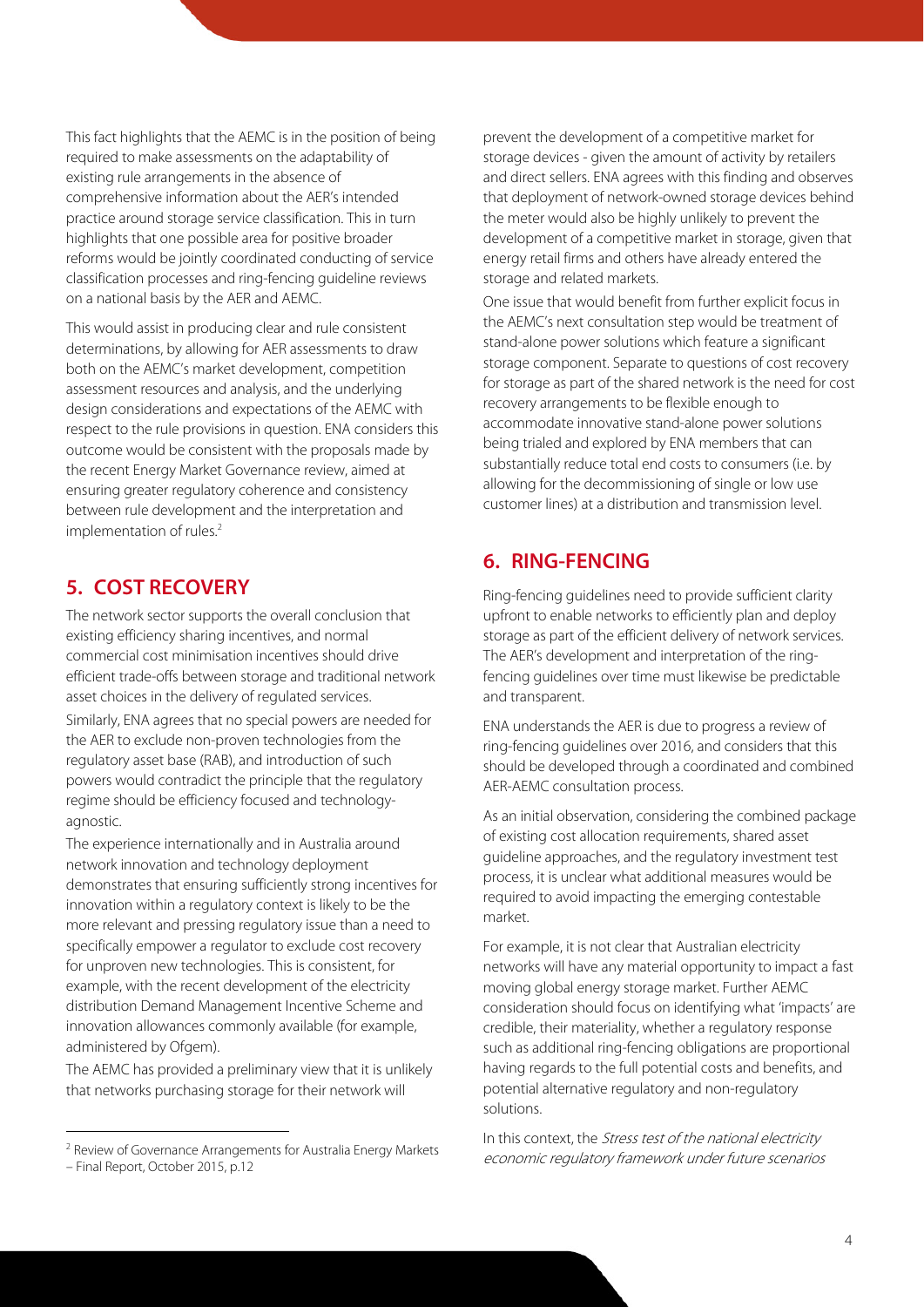This fact highlights that the AEMC is in the position of being required to make assessments on the adaptability of existing rule arrangements in the absence of comprehensive information about the AER's intended practice around storage service classification. This in turn highlights that one possible area for positive broader reforms would be jointly coordinated conducting of service classification processes and ring-fencing guideline reviews on a national basis by the AER and AEMC.

This would assist in producing clear and rule consistent determinations, by allowing for AER assessments to draw both on the AEMC's market development, competition assessment resources and analysis, and the underlying design considerations and expectations of the AEMC with respect to the rule provisions in question. ENA considers this outcome would be consistent with the proposals made by the recent Energy Market Governance review, aimed at ensuring greater regulatory coherence and consistency between rule development and the interpretation and implementation of rules.[2]

## 5. COST RECOVERY

The network sector supports the overall conclusion that existing efficiency sharing incentives, and normal commercial cost minimisation incentives should drive efficient trade-offs between storage and traditional network asset choices in the delivery of regulated services.

Similarly, ENA agrees that no special powers are needed for the AER to exclude non-proven technologies from the regulatory asset base (RAB), and introduction of such powers would contradict the principle that the regulatory regime should be efficiency focused and technology-agnostic.

The experience internationally and in Australia around network innovation and technology deployment demonstrates that ensuring sufficiently strong incentives for innovation within a regulatory context is likely to be the more relevant and pressing regulatory issue than a need to specifically empower a regulator to exclude cost recovery for unproven new technologies. This is consistent, for example, with the recent development of the electricity distribution Demand Management Incentive Scheme and innovation allowances commonly available (for example, administered by Ofgem).

The AEMC has provided a preliminary view that it is unlikely that networks purchasing storage for their network will prevent the development of a competitive market for storage devices - given the amount of activity by retailers and direct sellers. ENA agrees with this finding and observes that deployment of network-owned storage devices behind the meter would also be highly unlikely to prevent the development of a competitive market in storage, given that energy retail firms and others have already entered the storage and related markets.

One issue that would benefit from further explicit focus in the AEMC's next consultation step would be treatment of stand-alone power solutions which feature a significant storage component. Separate to questions of cost recovery for storage as part of the shared network is the need for cost recovery arrangements to be flexible enough to accommodate innovative stand-alone power solutions being trialed and explored by ENA members that can substantially reduce total end costs to consumers (i.e. by allowing for the decommissioning of single or low use customer lines) at a distribution and transmission level.

## 6. RING-FENCING

Ring-fencing guidelines need to provide sufficient clarity upfront to enable networks to efficiently plan and deploy storage as part of the efficient delivery of network services. The AER's development and interpretation of the ring-fencing guidelines over time must likewise be predictable and transparent.

ENA understands the AER is due to progress a review of ring-fencing guidelines over 2016, and considers that this should be developed through a coordinated and combined AER-AEMC consultation process.

As an initial observation, considering the combined package of existing cost allocation requirements, shared asset guideline approaches, and the regulatory investment test process, it is unclear what additional measures would be required to avoid impacting the emerging contestable market.

For example, it is not clear that Australian electricity networks will have any material opportunity to impact a fast moving global energy storage market. Further AEMC consideration should focus on identifying what 'impacts' are credible, their materiality, whether a regulatory response such as additional ring-fencing obligations are proportional having regards to the full potential costs and benefits, and potential alternative regulatory and non-regulatory solutions.

In this context, the *Stress test of the national electricity economic regulatory framework under future scenarios*

[2] Review of Governance Arrangements for Australia Energy Markets – Final Report, October 2015, p.12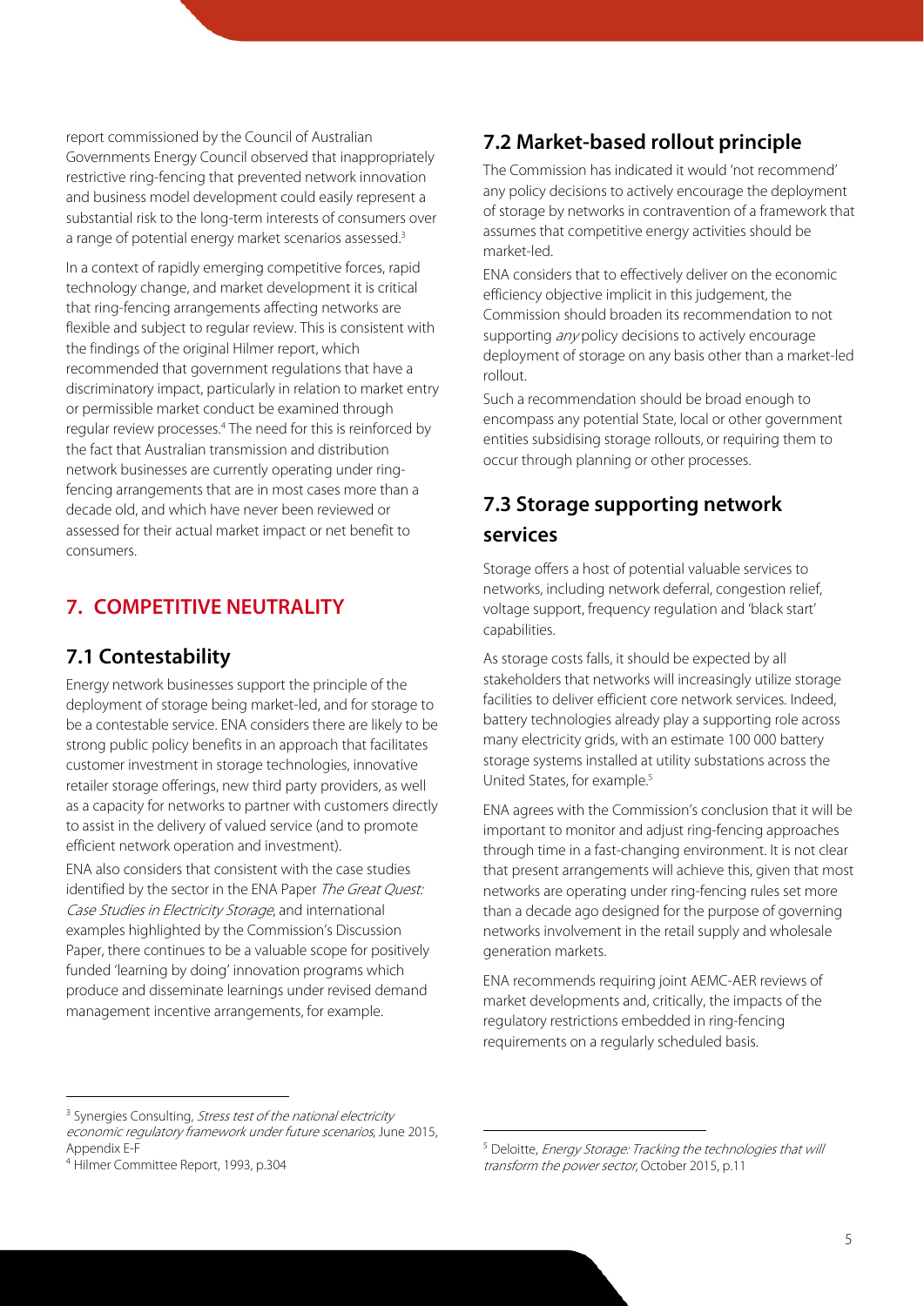report commissioned by the Council of Australian Governments Energy Council observed that inappropriately restrictive ring-fencing that prevented network innovation and business model development could easily represent a substantial risk to the long-term interests of consumers over a range of potential energy market scenarios assessed.[3]

In a context of rapidly emerging competitive forces, rapid technology change, and market development it is critical that ring-fencing arrangements affecting networks are flexible and subject to regular review. This is consistent with the findings of the original Hilmer report, which recommended that government regulations that have a discriminatory impact, particularly in relation to market entry or permissible market conduct be examined through regular review processes.[4] The need for this is reinforced by the fact that Australian transmission and distribution network businesses are currently operating under ring-fencing arrangements that are in most cases more than a decade old, and which have never been reviewed or assessed for their actual market impact or net benefit to consumers.

## 7. COMPETITIVE NEUTRALITY

### 7.1 Contestability

Energy network businesses support the principle of the deployment of storage being market-led, and for storage to be a contestable service. ENA considers there are likely to be strong public policy benefits in an approach that facilitates customer investment in storage technologies, innovative retailer storage offerings, new third party providers, as well as a capacity for networks to partner with customers directly to assist in the delivery of valued service (and to promote efficient network operation and investment).

ENA also considers that consistent with the case studies identified by the sector in the ENA Paper *The Great Quest: Case Studies in Electricity Storage*, and international examples highlighted by the Commission's Discussion Paper, there continues to be a valuable scope for positively funded 'learning by doing' innovation programs which produce and disseminate learnings under revised demand management incentive arrangements, for example.

### 7.2 Market-based rollout principle

The Commission has indicated it would 'not recommend' any policy decisions to actively encourage the deployment of storage by networks in contravention of a framework that assumes that competitive energy activities should be market-led.

ENA considers that to effectively deliver on the economic efficiency objective implicit in this judgement, the Commission should broaden its recommendation to not supporting *any* policy decisions to actively encourage deployment of storage on any basis other than a market-led rollout.

Such a recommendation should be broad enough to encompass any potential State, local or other government entities subsidising storage rollouts, or requiring them to occur through planning or other processes.

### 7.3 Storage supporting network services

Storage offers a host of potential valuable services to networks, including network deferral, congestion relief, voltage support, frequency regulation and 'black start' capabilities.

As storage costs falls, it should be expected by all stakeholders that networks will increasingly utilize storage facilities to deliver efficient core network services. Indeed, battery technologies already play a supporting role across many electricity grids, with an estimate 100 000 battery storage systems installed at utility substations across the United States, for example.[5]

ENA agrees with the Commission's conclusion that it will be important to monitor and adjust ring-fencing approaches through time in a fast-changing environment. It is not clear that present arrangements will achieve this, given that most networks are operating under ring-fencing rules set more than a decade ago designed for the purpose of governing networks involvement in the retail supply and wholesale generation markets.

ENA recommends requiring joint AEMC-AER reviews of market developments and, critically, the impacts of the regulatory restrictions embedded in ring-fencing requirements on a regularly scheduled basis.

---

[3] Synergies Consulting, *Stress test of the national electricity economic regulatory framework under future scenarios*, June 2015, Appendix E-F

[4] Hilmer Committee Report, 1993, p.304

[5] Deloitte, *Energy Storage: Tracking the technologies that will transform the power sector*, October 2015, p.11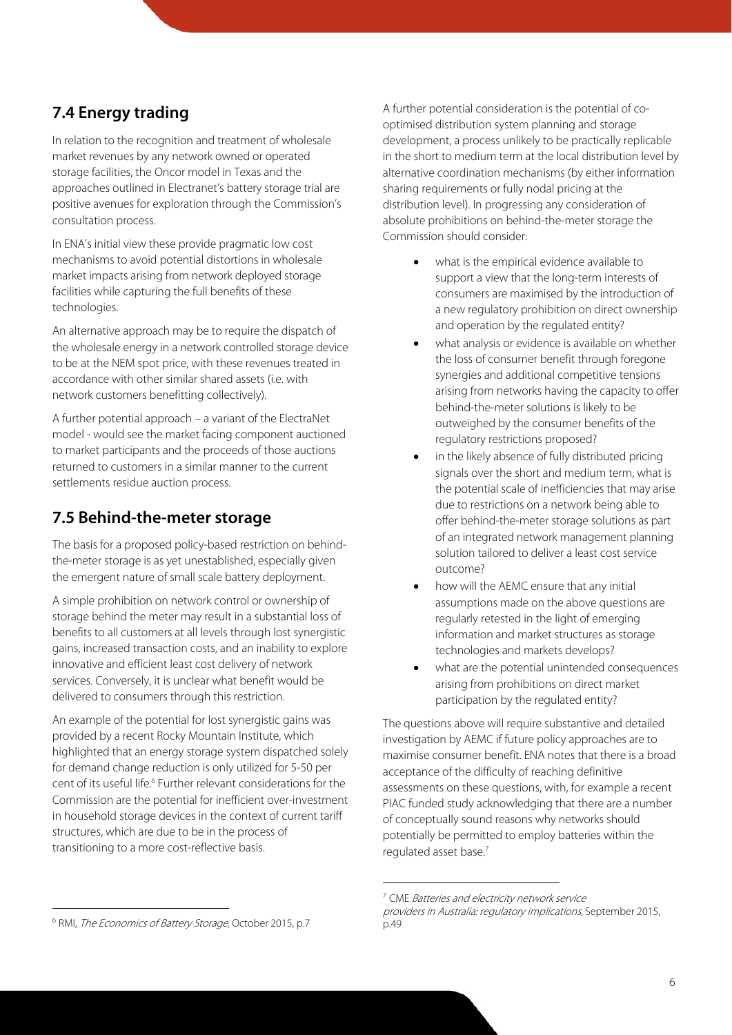## 7.4 Energy trading

In relation to the recognition and treatment of wholesale market revenues by any network owned or operated storage facilities, the Oncor model in Texas and the approaches outlined in Electranet's battery storage trial are positive avenues for exploration through the Commission's consultation process.

In ENA's initial view these provide pragmatic low cost mechanisms to avoid potential distortions in wholesale market impacts arising from network deployed storage facilities while capturing the full benefits of these technologies.

An alternative approach may be to require the dispatch of the wholesale energy in a network controlled storage device to be at the NEM spot price, with these revenues treated in accordance with other similar shared assets (i.e. with network customers benefitting collectively).

A further potential approach – a variant of the ElectraNet model - would see the market facing component auctioned to market participants and the proceeds of those auctions returned to customers in a similar manner to the current settlements residue auction process.

## 7.5 Behind-the-meter storage

The basis for a proposed policy-based restriction on behind-the-meter storage is as yet unestablished, especially given the emergent nature of small scale battery deployment.

A simple prohibition on network control or ownership of storage behind the meter may result in a substantial loss of benefits to all customers at all levels through lost synergistic gains, increased transaction costs, and an inability to explore innovative and efficient least cost delivery of network services. Conversely, it is unclear what benefit would be delivered to consumers through this restriction.

An example of the potential for lost synergistic gains was provided by a recent Rocky Mountain Institute, which highlighted that an energy storage system dispatched solely for demand change reduction is only utilized for 5-50 per cent of its useful life.[6] Further relevant considerations for the Commission are the potential for inefficient over-investment in household storage devices in the context of current tariff structures, which are due to be in the process of transitioning to a more cost-reflective basis.

A further potential consideration is the potential of co-optimised distribution system planning and storage development, a process unlikely to be practically replicable in the short to medium term at the local distribution level by alternative coordination mechanisms (by either information sharing requirements or fully nodal pricing at the distribution level). In progressing any consideration of absolute prohibitions on behind-the-meter storage the Commission should consider:

- what is the empirical evidence available to support a view that the long-term interests of consumers are maximised by the introduction of a new regulatory prohibition on direct ownership and operation by the regulated entity?
- what analysis or evidence is available on whether the loss of consumer benefit through foregone synergies and additional competitive tensions arising from networks having the capacity to offer behind-the-meter solutions is likely to be outweighed by the consumer benefits of the regulatory restrictions proposed?
- in the likely absence of fully distributed pricing signals over the short and medium term, what is the potential scale of inefficiencies that may arise due to restrictions on a network being able to offer behind-the-meter storage solutions as part of an integrated network management planning solution tailored to deliver a least cost service outcome?
- how will the AEMC ensure that any initial assumptions made on the above questions are regularly retested in the light of emerging information and market structures as storage technologies and markets develops?
- what are the potential unintended consequences arising from prohibitions on direct market participation by the regulated entity?

The questions above will require substantive and detailed investigation by AEMC if future policy approaches are to maximise consumer benefit. ENA notes that there is a broad acceptance of the difficulty of reaching definitive assessments on these questions, with, for example a recent PIAC funded study acknowledging that there are a number of conceptually sound reasons why networks should potentially be permitted to employ batteries within the regulated asset base.[7]

---

[6] RMI, *The Economics of Battery Storage*, October 2015, p.7

[7] CME *Batteries and electricity network service providers in Australia: regulatory implications*, September 2015, p.49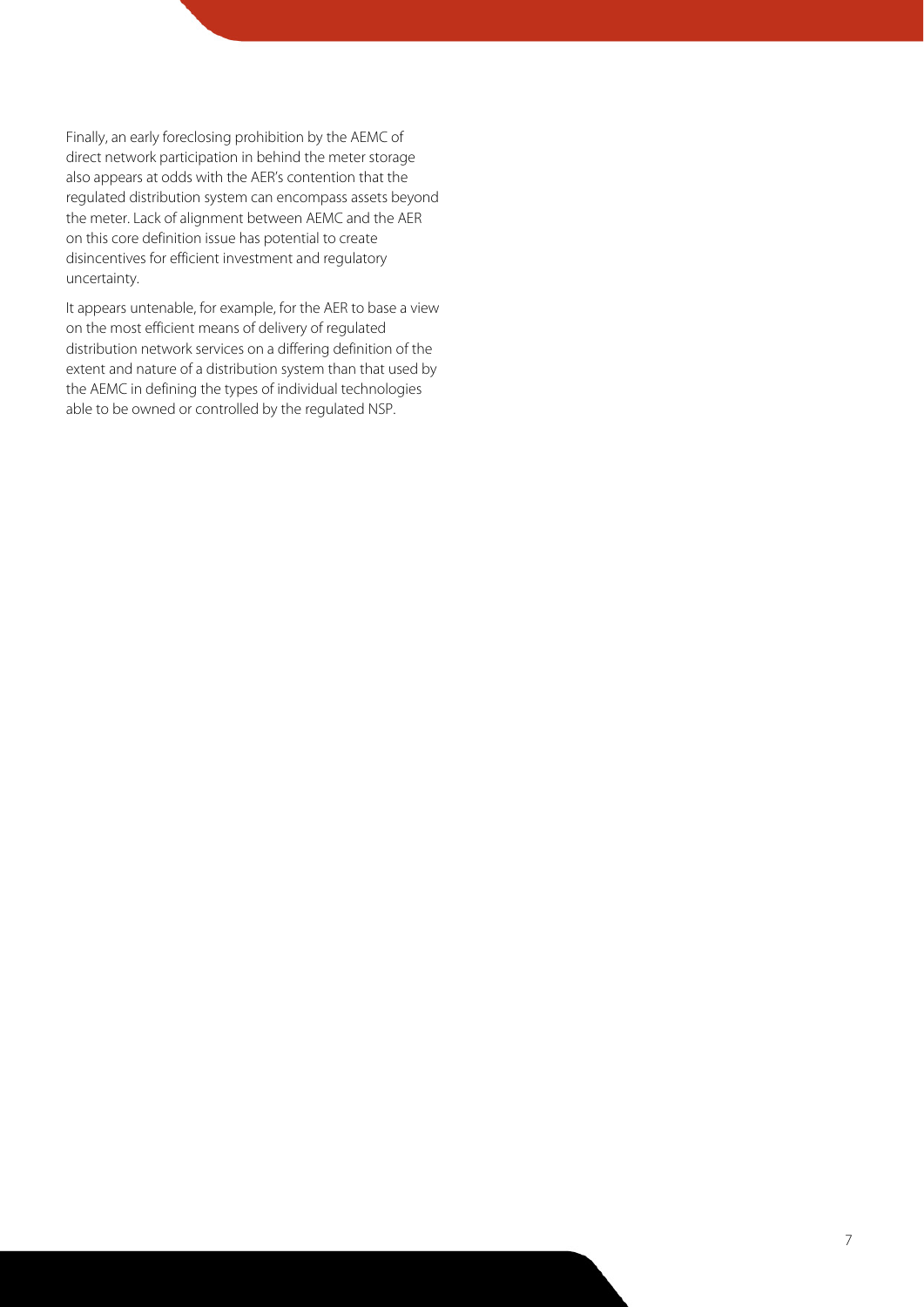Finally, an early foreclosing prohibition by the AEMC of direct network participation in behind the meter storage also appears at odds with the AER's contention that the regulated distribution system can encompass assets beyond the meter. Lack of alignment between AEMC and the AER on this core definition issue has potential to create disincentives for efficient investment and regulatory uncertainty.

It appears untenable, for example, for the AER to base a view on the most efficient means of delivery of regulated distribution network services on a differing definition of the extent and nature of a distribution system than that used by the AEMC in defining the types of individual technologies able to be owned or controlled by the regulated NSP.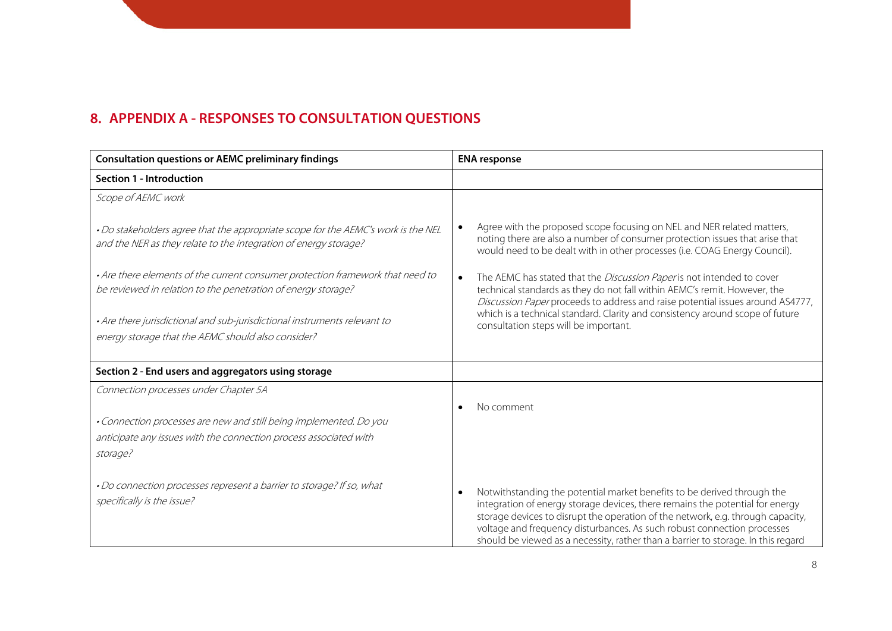## 8. APPENDIX A - RESPONSES TO CONSULTATION QUESTIONS

| Consultation questions or AEMC preliminary findings | ENA response |
|---|---|
| **Section 1 - Introduction** | |
| *Scope of AEMC work*<br><br>*• Do stakeholders agree that the appropriate scope for the AEMC's work is the NEL and the NER as they relate to the integration of energy storage?*<br><br>*• Are there elements of the current consumer protection framework that need to be reviewed in relation to the penetration of energy storage?*<br><br>*• Are there jurisdictional and sub-jurisdictional instruments relevant to energy storage that the AEMC should also consider?* | • Agree with the proposed scope focusing on NEL and NER related matters, noting there are also a number of consumer protection issues that arise that would need to be dealt with in other processes (i.e. COAG Energy Council).<br><br>• The AEMC has stated that the *Discussion Paper* is not intended to cover technical standards as they do not fall within AEMC's remit. However, the *Discussion Paper* proceeds to address and raise potential issues around AS4777, which is a technical standard. Clarity and consistency around scope of future consultation steps will be important. |
| **Section 2 - End users and aggregators using storage** | |
| *Connection processes under Chapter 5A*<br><br>*• Connection processes are new and still being implemented. Do you anticipate any issues with the connection process associated with storage?* | • No comment |
| *• Do connection processes represent a barrier to storage? If so, what specifically is the issue?* | • Notwithstanding the potential market benefits to be derived through the integration of energy storage devices, there remains the potential for energy storage devices to disrupt the operation of the network, e.g. through capacity, voltage and frequency disturbances. As such robust connection processes should be viewed as a necessity, rather than a barrier to storage. In this regard |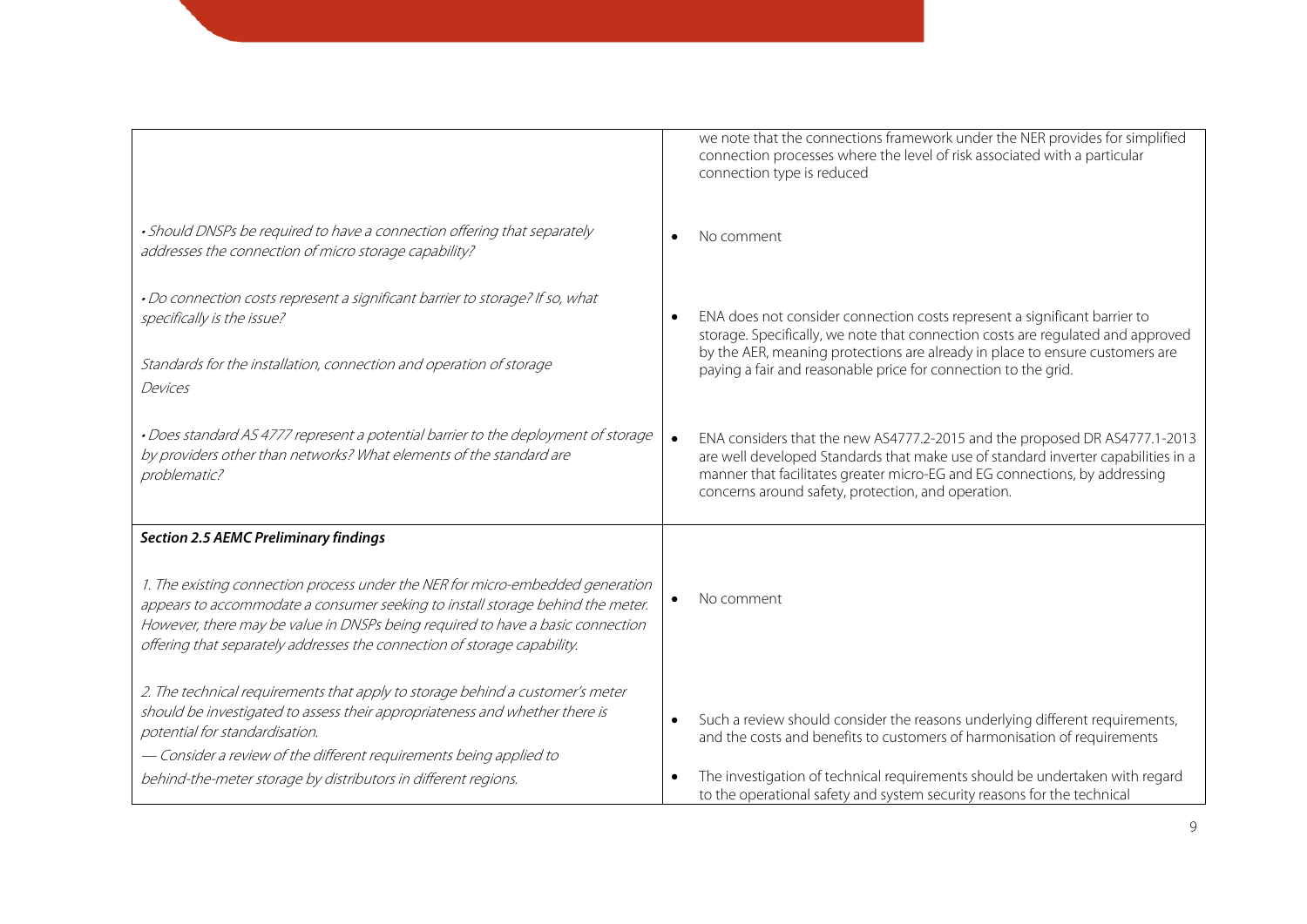| | |
|---|---|
| | we note that the connections framework under the NER provides for simplified connection processes where the level of risk associated with a particular connection type is reduced |
| *• Should DNSPs be required to have a connection offering that separately addresses the connection of micro storage capability?* | • No comment |
| *• Do connection costs represent a significant barrier to storage? If so, what specifically is the issue?* | • ENA does not consider connection costs represent a significant barrier to storage. Specifically, we note that connection costs are regulated and approved by the AER, meaning protections are already in place to ensure customers are paying a fair and reasonable price for connection to the grid. |
| *Standards for the installation, connection and operation of storage Devices* | |
| *• Does standard AS 4777 represent a potential barrier to the deployment of storage by providers other than networks? What elements of the standard are problematic?* | • ENA considers that the new AS4777.2-2015 and the proposed DR AS4777.1-2013 are well developed Standards that make use of standard inverter capabilities in a manner that facilitates greater micro-EG and EG connections, by addressing concerns around safety, protection, and operation. |
| ***Section 2.5 AEMC Preliminary findings*** | |
| *1. The existing connection process under the NER for micro-embedded generation appears to accommodate a consumer seeking to install storage behind the meter. However, there may be value in DNSPs being required to have a basic connection offering that separately addresses the connection of storage capability.* | • No comment |
| *2. The technical requirements that apply to storage behind a customer's meter should be investigated to assess their appropriateness and whether there is potential for standardisation.*<br>*— Consider a review of the different requirements being applied to behind-the-meter storage by distributors in different regions.* | • Such a review should consider the reasons underlying different requirements, and the costs and benefits to customers of harmonisation of requirements<br>• The investigation of technical requirements should be undertaken with regard to the operational safety and system security reasons for the technical |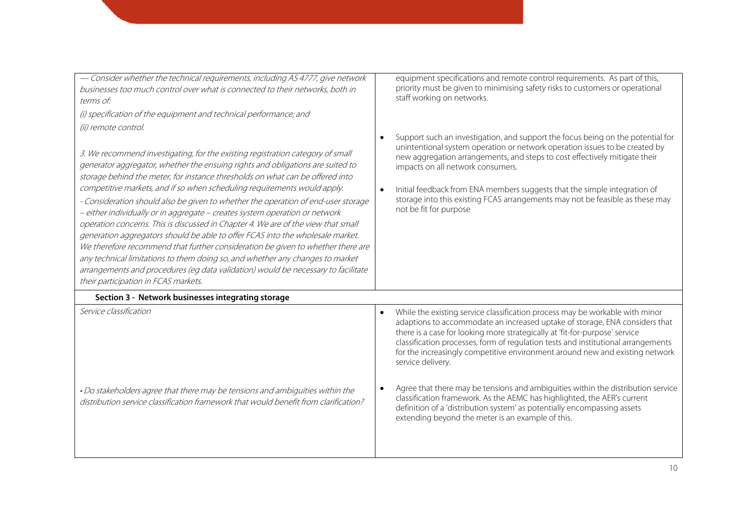| | |
|---|---|
| *— Consider whether the technical requirements, including AS 4777, give network businesses too much control over what is connected to their networks, both in terms of:*<br>*(i) specification of the equipment and technical performance; and*<br>*(ii) remote control.* | equipment specifications and remote control requirements. As part of this, priority must be given to minimising safety risks to customers or operational staff working on networks. |
| *3. We recommend investigating, for the existing registration category of small generator aggregator, whether the ensuing rights and obligations are suited to storage behind the meter, for instance thresholds on what can be offered into competitive markets, and if so when scheduling requirements would apply.*<br>*- Consideration should also be given to whether the operation of end-user storage – either individually or in aggregate – creates system operation or network operation concerns. This is discussed in Chapter 4. We are of the view that small generation aggregators should be able to offer FCAS into the wholesale market. We therefore recommend that further consideration be given to whether there are any technical limitations to them doing so, and whether any changes to market arrangements and procedures (eg data validation) would be necessary to facilitate their participation in FCAS markets.* | • Support such an investigation, and support the focus being on the potential for unintentional system operation or network operation issues to be created by new aggregation arrangements, and steps to cost effectively mitigate their impacts on all network consumers.<br>• Initial feedback from ENA members suggests that the simple integration of storage into this existing FCAS arrangements may not be feasible as these may not be fit for purpose |
| **Section 3 - Network businesses integrating storage** | |
| *Service classification* | • While the existing service classification process may be workable with minor adaptions to accommodate an increased uptake of storage, ENA considers that there is a case for looking more strategically at 'fit-for-purpose' service classification processes, form of regulation tests and institutional arrangements for the increasingly competitive environment around new and existing network service delivery. |
| *• Do stakeholders agree that there may be tensions and ambiguities within the distribution service classification framework that would benefit from clarification?* | • Agree that there may be tensions and ambiguities within the distribution service classification framework. As the AEMC has highlighted, the AER's current definition of a 'distribution system' as potentially encompassing assets extending beyond the meter is an example of this. |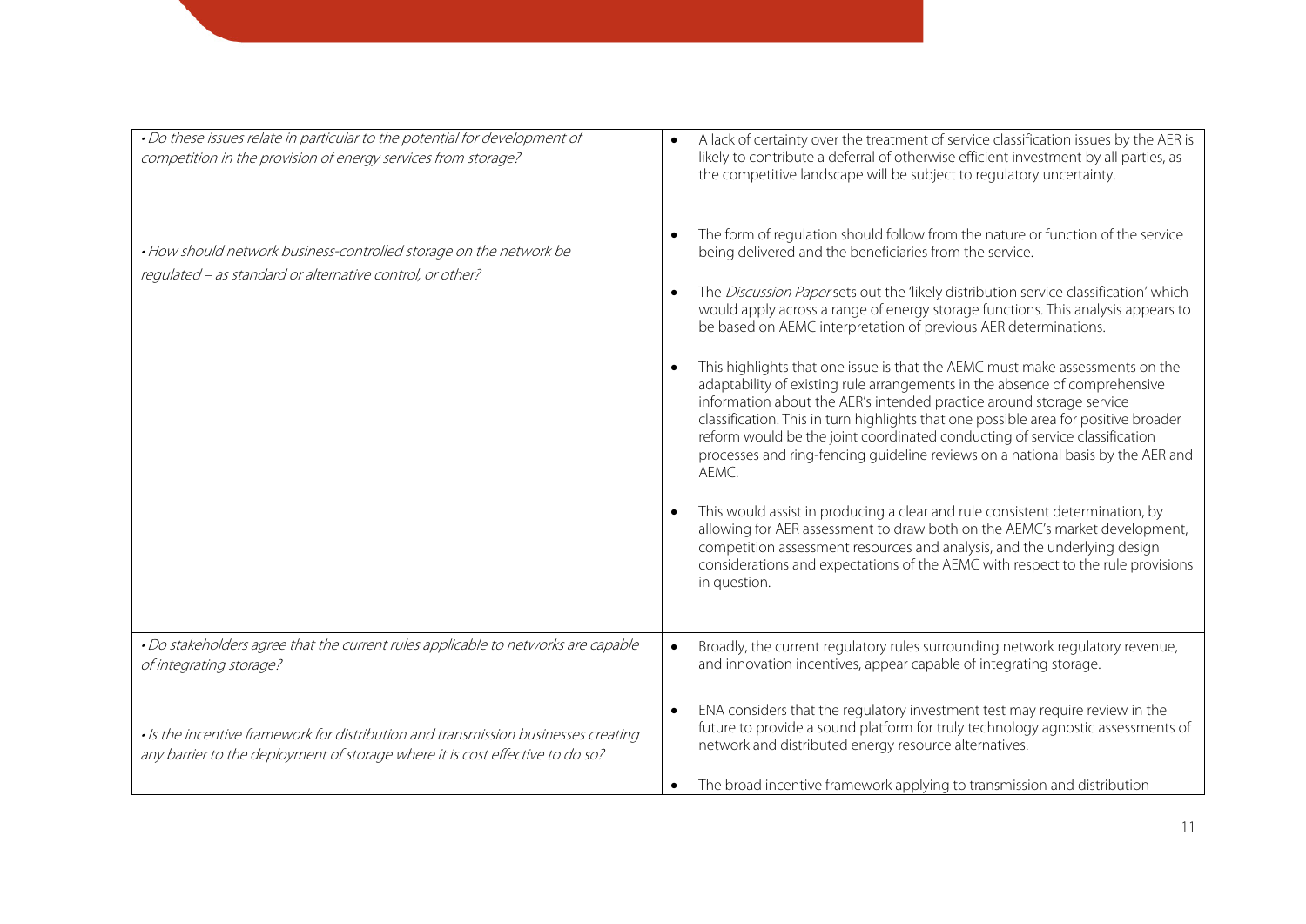| | |
|---|---|
| *• Do these issues relate in particular to the potential for development of competition in the provision of energy services from storage?* | • A lack of certainty over the treatment of service classification issues by the AER is likely to contribute a deferral of otherwise efficient investment by all parties, as the competitive landscape will be subject to regulatory uncertainty. |
| *• How should network business-controlled storage on the network be regulated – as standard or alternative control, or other?* | • The form of regulation should follow from the nature or function of the service being delivered and the beneficiaries from the service.<br><br>• The *Discussion Paper* sets out the 'likely distribution service classification' which would apply across a range of energy storage functions. This analysis appears to be based on AEMC interpretation of previous AER determinations.<br><br>• This highlights that one issue is that the AEMC must make assessments on the adaptability of existing rule arrangements in the absence of comprehensive information about the AER's intended practice around storage service classification. This in turn highlights that one possible area for positive broader reform would be the joint coordinated conducting of service classification processes and ring-fencing guideline reviews on a national basis by the AER and AEMC.<br><br>• This would assist in producing a clear and rule consistent determination, by allowing for AER assessment to draw both on the AEMC's market development, competition assessment resources and analysis, and the underlying design considerations and expectations of the AEMC with respect to the rule provisions in question. |
| *• Do stakeholders agree that the current rules applicable to networks are capable of integrating storage?*<br><br>*• Is the incentive framework for distribution and transmission businesses creating any barrier to the deployment of storage where it is cost effective to do so?* | • Broadly, the current regulatory rules surrounding network regulatory revenue, and innovation incentives, appear capable of integrating storage.<br><br>• ENA considers that the regulatory investment test may require review in the future to provide a sound platform for truly technology agnostic assessments of network and distributed energy resource alternatives.<br><br>• The broad incentive framework applying to transmission and distribution |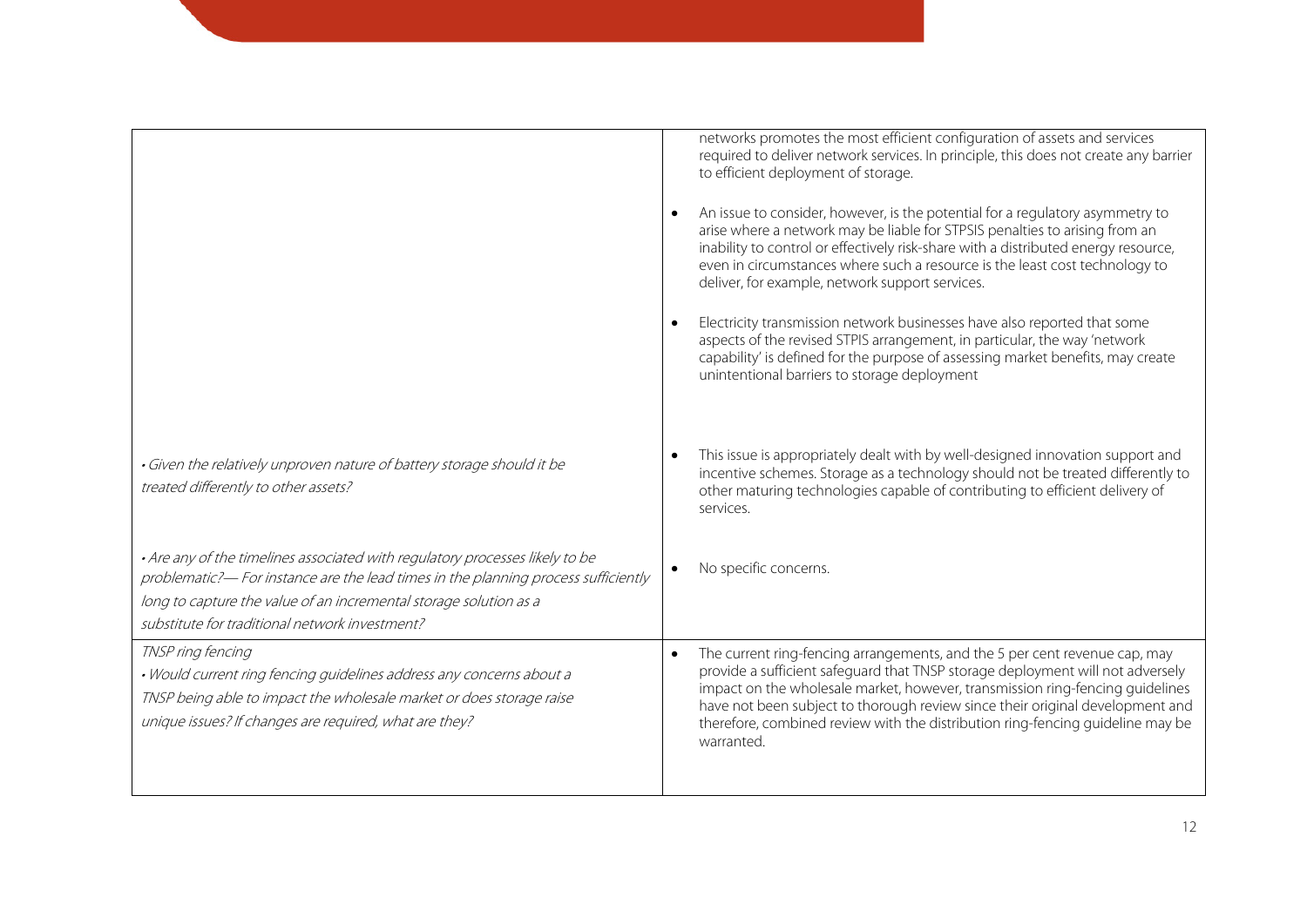| | |
|---|---|
| | networks promotes the most efficient configuration of assets and services required to deliver network services. In principle, this does not create any barrier to efficient deployment of storage.<br><br>• An issue to consider, however, is the potential for a regulatory asymmetry to arise where a network may be liable for STPSIS penalties to arising from an inability to control or effectively risk-share with a distributed energy resource, even in circumstances where such a resource is the least cost technology to deliver, for example, network support services.<br><br>• Electricity transmission network businesses have also reported that some aspects of the revised STPIS arrangement, in particular, the way 'network capability' is defined for the purpose of assessing market benefits, may create unintentional barriers to storage deployment |
| *• Given the relatively unproven nature of battery storage should it be treated differently to other assets?* | • This issue is appropriately dealt with by well-designed innovation support and incentive schemes. Storage as a technology should not be treated differently to other maturing technologies capable of contributing to efficient delivery of services. |
| *• Are any of the timelines associated with regulatory processes likely to be problematic?— For instance are the lead times in the planning process sufficiently long to capture the value of an incremental storage solution as a substitute for traditional network investment?* | • No specific concerns. |
| *TNSP ring fencing*<br>*• Would current ring fencing guidelines address any concerns about a TNSP being able to impact the wholesale market or does storage raise unique issues? If changes are required, what are they?* | • The current ring-fencing arrangements, and the 5 per cent revenue cap, may provide a sufficient safeguard that TNSP storage deployment will not adversely impact on the wholesale market, however, transmission ring-fencing guidelines have not been subject to thorough review since their original development and therefore, combined review with the distribution ring-fencing guideline may be warranted. |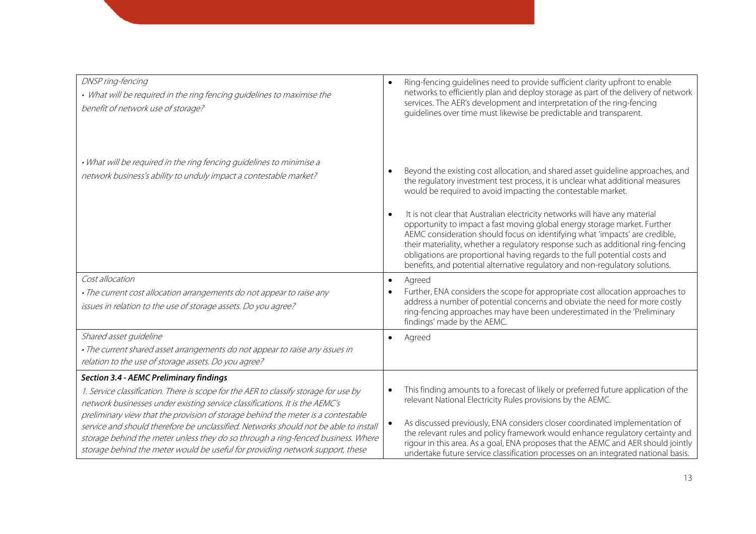| | |
|---|---|
| *DNSP ring-fencing*<br>*• What will be required in the ring fencing guidelines to maximise the benefit of network use of storage?* | • Ring-fencing guidelines need to provide sufficient clarity upfront to enable networks to efficiently plan and deploy storage as part of the delivery of network services. The AER's development and interpretation of the ring-fencing guidelines over time must likewise be predictable and transparent. |
| *• What will be required in the ring fencing guidelines to minimise a network business's ability to unduly impact a contestable market?* | • Beyond the existing cost allocation, and shared asset guideline approaches, and the regulatory investment test process, it is unclear what additional measures would be required to avoid impacting the contestable market.<br>• It is not clear that Australian electricity networks will have any material opportunity to impact a fast moving global energy storage market. Further AEMC consideration should focus on identifying what 'impacts' are credible, their materiality, whether a regulatory response such as additional ring-fencing obligations are proportional having regards to the full potential costs and benefits, and potential alternative regulatory and non-regulatory solutions. |
| *Cost allocation*<br>*• The current cost allocation arrangements do not appear to raise any issues in relation to the use of storage assets. Do you agree?* | • Agreed<br>• Further, ENA considers the scope for appropriate cost allocation approaches to address a number of potential concerns and obviate the need for more costly ring-fencing approaches may have been underestimated in the 'Preliminary findings' made by the AEMC. |
| *Shared asset guideline*<br>*• The current shared asset arrangements do not appear to raise any issues in relation to the use of storage assets. Do you agree?* | • Agreed |
| ***Section 3.4 - AEMC Preliminary findings***<br>*1. Service classification. There is scope for the AER to classify storage for use by network businesses under existing service classifications. It is the AEMC's preliminary view that the provision of storage behind the meter is a contestable service and should therefore be unclassified. Networks should not be able to install storage behind the meter unless they do so through a ring-fenced business. Where storage behind the meter would be useful for providing network support, these* | • This finding amounts to a forecast of likely or preferred future application of the relevant National Electricity Rules provisions by the AEMC.<br>• As discussed previously, ENA considers closer coordinated implementation of the relevant rules and policy framework would enhance regulatory certainty and rigour in this area. As a goal, ENA proposes that the AEMC and AER should jointly undertake future service classification processes on an integrated national basis. |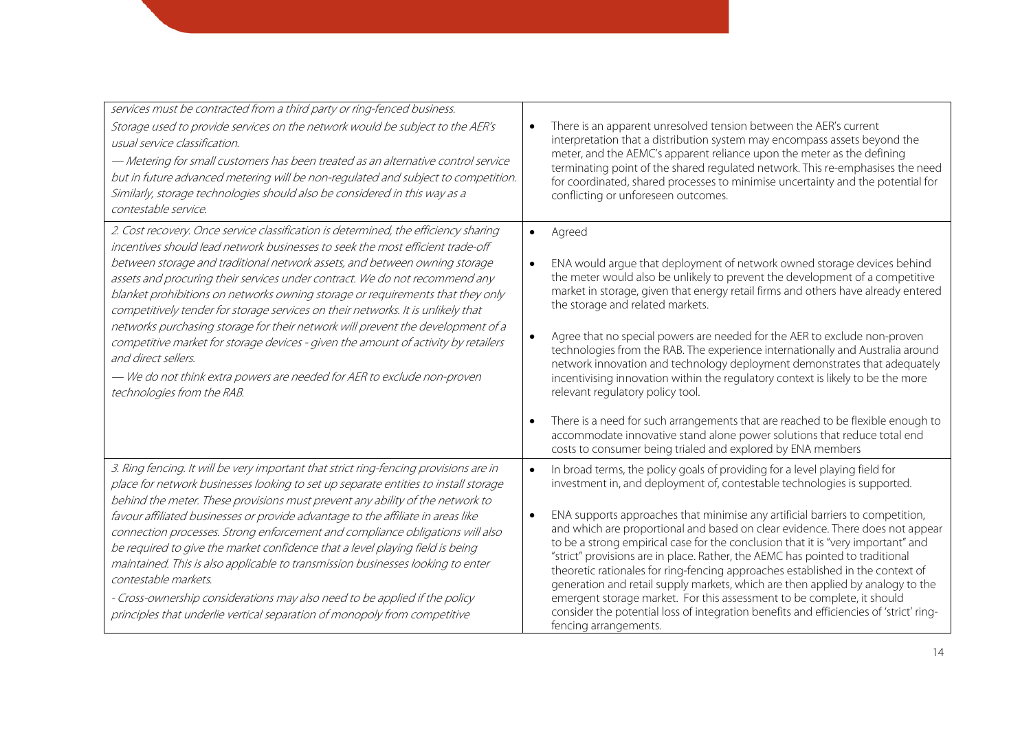| | |
|---|---|
| *services must be contracted from a third party or ring-fenced business.*<br>*Storage used to provide services on the network would be subject to the AER's usual service classification.*<br>*— Metering for small customers has been treated as an alternative control service but in future advanced metering will be non-regulated and subject to competition. Similarly, storage technologies should also be considered in this way as a contestable service.* | • There is an apparent unresolved tension between the AER's current interpretation that a distribution system may encompass assets beyond the meter, and the AEMC's apparent reliance upon the meter as the defining terminating point of the shared regulated network. This re-emphasises the need for coordinated, shared processes to minimise uncertainty and the potential for conflicting or unforeseen outcomes. |
| *2. Cost recovery. Once service classification is determined, the efficiency sharing incentives should lead network businesses to seek the most efficient trade-off between storage and traditional network assets, and between owning storage assets and procuring their services under contract. We do not recommend any blanket prohibitions on networks owning storage or requirements that they only competitively tender for storage services on their networks. It is unlikely that networks purchasing storage for their network will prevent the development of a competitive market for storage devices - given the amount of activity by retailers and direct sellers.*<br>*— We do not think extra powers are needed for AER to exclude non-proven technologies from the RAB.* | • Agreed<br>• ENA would argue that deployment of network owned storage devices behind the meter would also be unlikely to prevent the development of a competitive market in storage, given that energy retail firms and others have already entered the storage and related markets.<br>• Agree that no special powers are needed for the AER to exclude non-proven technologies from the RAB. The experience internationally and Australia around network innovation and technology deployment demonstrates that adequately incentivising innovation within the regulatory context is likely to be the more relevant regulatory policy tool.<br>• There is a need for such arrangements that are reached to be flexible enough to accommodate innovative stand alone power solutions that reduce total end costs to consumer being trialed and explored by ENA members |
| *3. Ring fencing. It will be very important that strict ring-fencing provisions are in place for network businesses looking to set up separate entities to install storage behind the meter. These provisions must prevent any ability of the network to favour affiliated businesses or provide advantage to the affiliate in areas like connection processes. Strong enforcement and compliance obligations will also be required to give the market confidence that a level playing field is being maintained. This is also applicable to transmission businesses looking to enter contestable markets.*<br>*- Cross-ownership considerations may also need to be applied if the policy principles that underlie vertical separation of monopoly from competitive* | • In broad terms, the policy goals of providing for a level playing field for investment in, and deployment of, contestable technologies is supported.<br>• ENA supports approaches that minimise any artificial barriers to competition, and which are proportional and based on clear evidence. There does not appear to be a strong empirical case for the conclusion that it is "very important" and "strict" provisions are in place. Rather, the AEMC has pointed to traditional theoretic rationales for ring-fencing approaches established in the context of generation and retail supply markets, which are then applied by analogy to the emergent storage market. For this assessment to be complete, it should consider the potential loss of integration benefits and efficiencies of 'strict' ring-fencing arrangements. |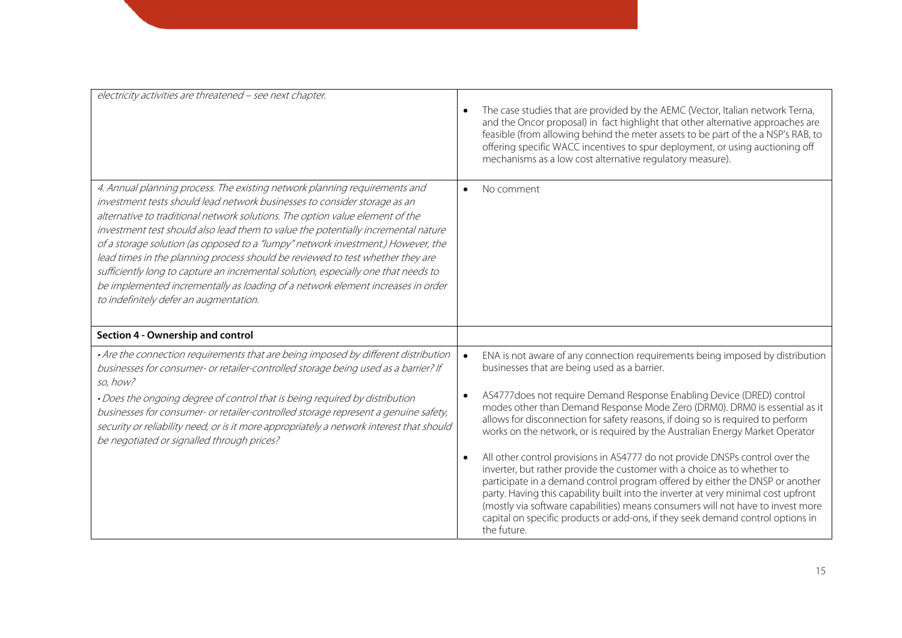| | |
|---|---|
| *electricity activities are threatened – see next chapter.* | • The case studies that are provided by the AEMC (Vector, Italian network Terna, and the Oncor proposal) in fact highlight that other alternative approaches are feasible (from allowing behind the meter assets to be part of the a NSP's RAB, to offering specific WACC incentives to spur deployment, or using auctioning off mechanisms as a low cost alternative regulatory measure). |
| *4. Annual planning process. The existing network planning requirements and investment tests should lead network businesses to consider storage as an alternative to traditional network solutions. The option value element of the investment test should also lead them to value the potentially incremental nature of a storage solution (as opposed to a "lumpy" network investment.) However, the lead times in the planning process should be reviewed to test whether they are sufficiently long to capture an incremental solution, especially one that needs to be implemented incrementally as loading of a network element increases in order to indefinitely defer an augmentation.* | • No comment |
| **Section 4 - Ownership and control** | |
| *• Are the connection requirements that are being imposed by different distribution businesses for consumer- or retailer-controlled storage being used as a barrier? If so, how?*<br><br>*• Does the ongoing degree of control that is being required by distribution businesses for consumer- or retailer-controlled storage represent a genuine safety, security or reliability need, or is it more appropriately a network interest that should be negotiated or signalled through prices?* | • ENA is not aware of any connection requirements being imposed by distribution businesses that are being used as a barrier.<br><br>• AS4777does not require Demand Response Enabling Device (DRED) control modes other than Demand Response Mode Zero (DRM0). DRM0 is essential as it allows for disconnection for safety reasons, if doing so is required to perform works on the network, or is required by the Australian Energy Market Operator<br><br>• All other control provisions in AS4777 do not provide DNSPs control over the inverter, but rather provide the customer with a choice as to whether to participate in a demand control program offered by either the DNSP or another party. Having this capability built into the inverter at very minimal cost upfront (mostly via software capabilities) means consumers will not have to invest more capital on specific products or add-ons, if they seek demand control options in the future. |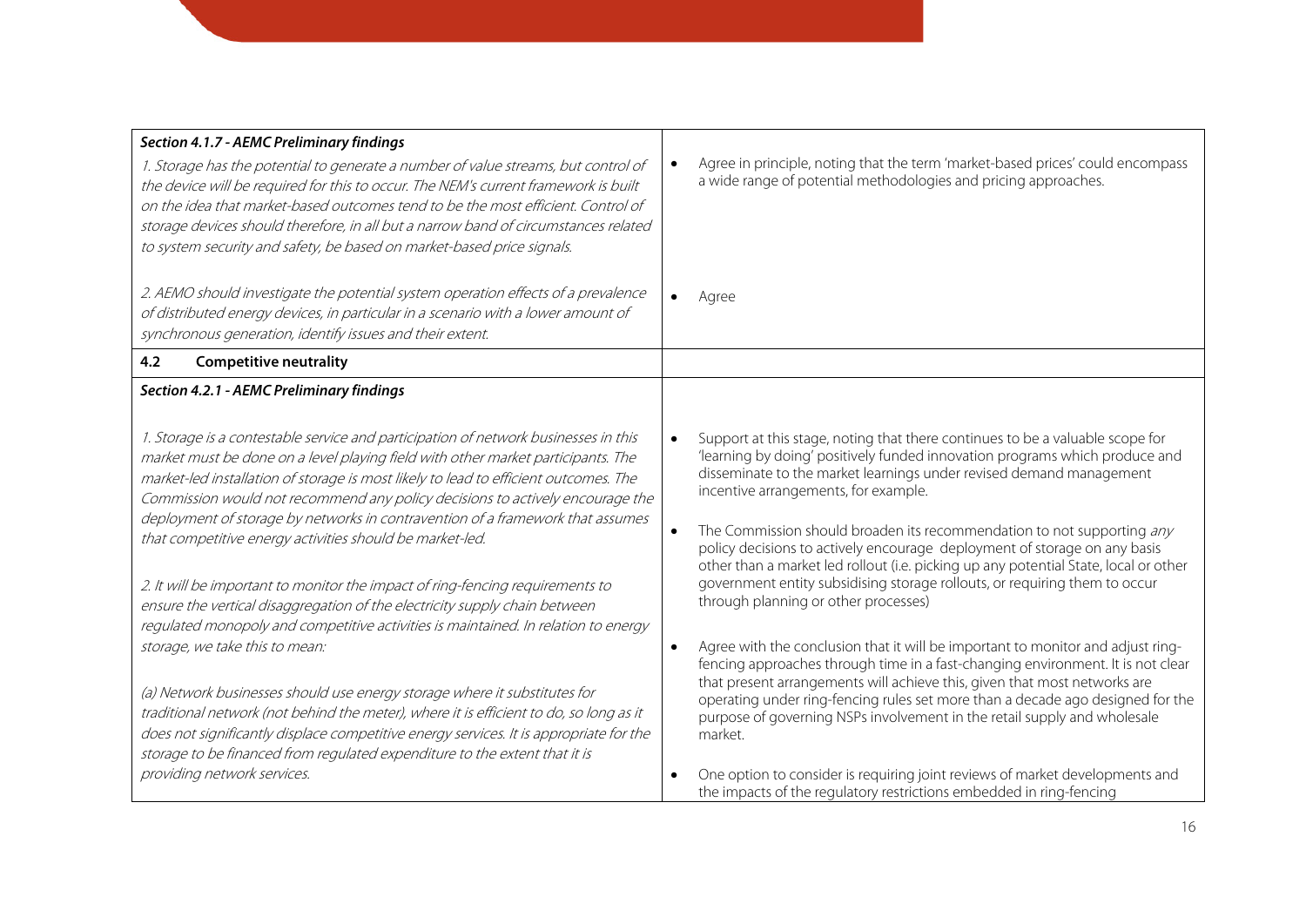| *Section 4.1.7 - AEMC Preliminary findings* | |
|---|---|
| *1. Storage has the potential to generate a number of value streams, but control of the device will be required for this to occur. The NEM's current framework is built on the idea that market-based outcomes tend to be the most efficient. Control of storage devices should therefore, in all but a narrow band of circumstances related to system security and safety, be based on market-based price signals.* | • Agree in principle, noting that the term 'market-based prices' could encompass a wide range of potential methodologies and pricing approaches. |
| *2. AEMO should investigate the potential system operation effects of a prevalence of distributed energy devices, in particular in a scenario with a lower amount of synchronous generation, identify issues and their extent.* | • Agree |
| **4.2 Competitive neutrality** | |
| ***Section 4.2.1 - AEMC Preliminary findings*** <br><br> *1. Storage is a contestable service and participation of network businesses in this market must be done on a level playing field with other market participants. The market-led installation of storage is most likely to lead to efficient outcomes. The Commission would not recommend any policy decisions to actively encourage the deployment of storage by networks in contravention of a framework that assumes that competitive energy activities should be market-led.* <br><br> *2. It will be important to monitor the impact of ring-fencing requirements to ensure the vertical disaggregation of the electricity supply chain between regulated monopoly and competitive activities is maintained. In relation to energy storage, we take this to mean:* <br><br> *(a) Network businesses should use energy storage where it substitutes for traditional network (not behind the meter), where it is efficient to do, so long as it does not significantly displace competitive energy services. It is appropriate for the storage to be financed from regulated expenditure to the extent that it is providing network services.* | • Support at this stage, noting that there continues to be a valuable scope for 'learning by doing' positively funded innovation programs which produce and disseminate to the market learnings under revised demand management incentive arrangements, for example. <br><br> • The Commission should broaden its recommendation to not supporting *any* policy decisions to actively encourage deployment of storage on any basis other than a market led rollout (i.e. picking up any potential State, local or other government entity subsidising storage rollouts, or requiring them to occur through planning or other processes) <br><br> • Agree with the conclusion that it will be important to monitor and adjust ring-fencing approaches through time in a fast-changing environment. It is not clear that present arrangements will achieve this, given that most networks are operating under ring-fencing rules set more than a decade ago designed for the purpose of governing NSPs involvement in the retail supply and wholesale market. <br><br> • One option to consider is requiring joint reviews of market developments and the impacts of the regulatory restrictions embedded in ring-fencing |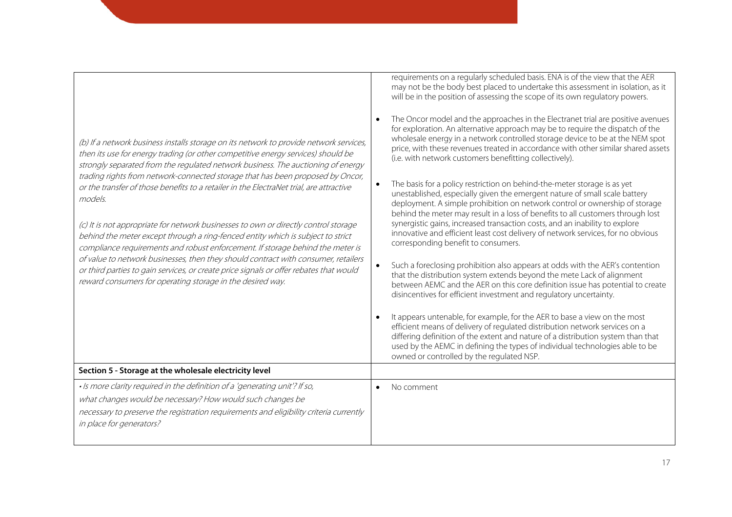| | |
|---|---|
| *(b) If a network business installs storage on its network to provide network services, then its use for energy trading (or other competitive energy services) should be strongly separated from the regulated network business. The auctioning of energy trading rights from network-connected storage that has been proposed by Oncor, or the transfer of those benefits to a retailer in the ElectraNet trial, are attractive models.*<br><br>*(c) It is not appropriate for network businesses to own or directly control storage behind the meter except through a ring-fenced entity which is subject to strict compliance requirements and robust enforcement. If storage behind the meter is of value to network businesses, then they should contract with consumer, retailers or third parties to gain services, or create price signals or offer rebates that would reward consumers for operating storage in the desired way.* | requirements on a regularly scheduled basis. ENA is of the view that the AER may not be the body best placed to undertake this assessment in isolation, as it will be in the position of assessing the scope of its own regulatory powers.<br><br>• The Oncor model and the approaches in the Electranet trial are positive avenues for exploration. An alternative approach may be to require the dispatch of the wholesale energy in a network controlled storage device to be at the NEM spot price, with these revenues treated in accordance with other similar shared assets (i.e. with network customers benefitting collectively).<br><br>• The basis for a policy restriction on behind-the-meter storage is as yet unestablished, especially given the emergent nature of small scale battery deployment. A simple prohibition on network control or ownership of storage behind the meter may result in a loss of benefits to all customers through lost synergistic gains, increased transaction costs, and an inability to explore innovative and efficient least cost delivery of network services, for no obvious corresponding benefit to consumers.<br><br>• Such a foreclosing prohibition also appears at odds with the AER's contention that the distribution system extends beyond the mete Lack of alignment between AEMC and the AER on this core definition issue has potential to create disincentives for efficient investment and regulatory uncertainty.<br><br>• It appears untenable, for example, for the AER to base a view on the most efficient means of delivery of regulated distribution network services on a differing definition of the extent and nature of a distribution system than that used by the AEMC in defining the types of individual technologies able to be owned or controlled by the regulated NSP. |
| **Section 5 - Storage at the wholesale electricity level** | |
| *• Is more clarity required in the definition of a 'generating unit'? If so, what changes would be necessary? How would such changes be necessary to preserve the registration requirements and eligibility criteria currently in place for generators?* | • No comment |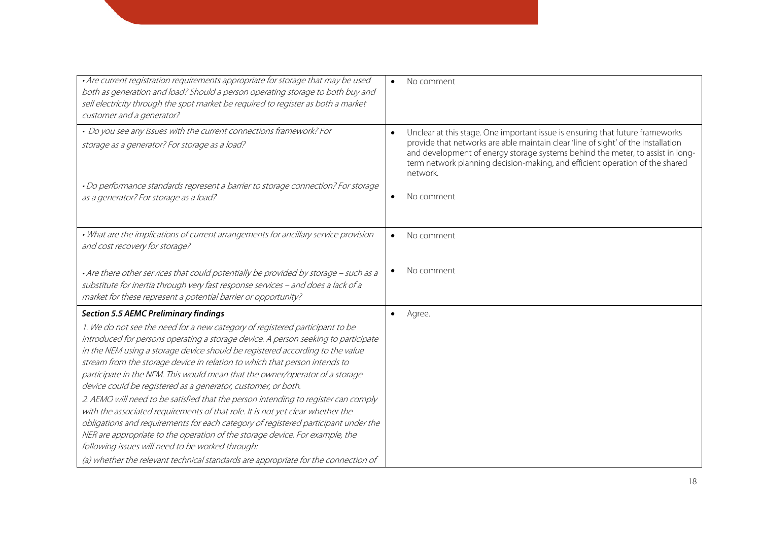| | |
|---|---|
| *• Are current registration requirements appropriate for storage that may be used both as generation and load? Should a person operating storage to both buy and sell electricity through the spot market be required to register as both a market customer and a generator?* | • No comment |
| *• Do you see any issues with the current connections framework? For storage as a generator? For storage as a load?*<br><br>*• Do performance standards represent a barrier to storage connection? For storage as a generator? For storage as a load?* | • Unclear at this stage. One important issue is ensuring that future frameworks provide that networks are able maintain clear 'line of sight' of the installation and development of energy storage systems behind the meter, to assist in long-term network planning decision-making, and efficient operation of the shared network.<br><br>• No comment |
| *• What are the implications of current arrangements for ancillary service provision and cost recovery for storage?*<br><br>*• Are there other services that could potentially be provided by storage – such as a substitute for inertia through very fast response services – and does a lack of a market for these represent a potential barrier or opportunity?* | • No comment<br><br>• No comment |
| ***Section 5.5 AEMC Preliminary findings***<br>*1. We do not see the need for a new category of registered participant to be introduced for persons operating a storage device. A person seeking to participate in the NEM using a storage device should be registered according to the value stream from the storage device in relation to which that person intends to participate in the NEM. This would mean that the owner/operator of a storage device could be registered as a generator, customer, or both.*<br>*2. AEMO will need to be satisfied that the person intending to register can comply with the associated requirements of that role. It is not yet clear whether the obligations and requirements for each category of registered participant under the NER are appropriate to the operation of the storage device. For example, the following issues will need to be worked through:*<br>*(a) whether the relevant technical standards are appropriate for the connection of* | • Agree. |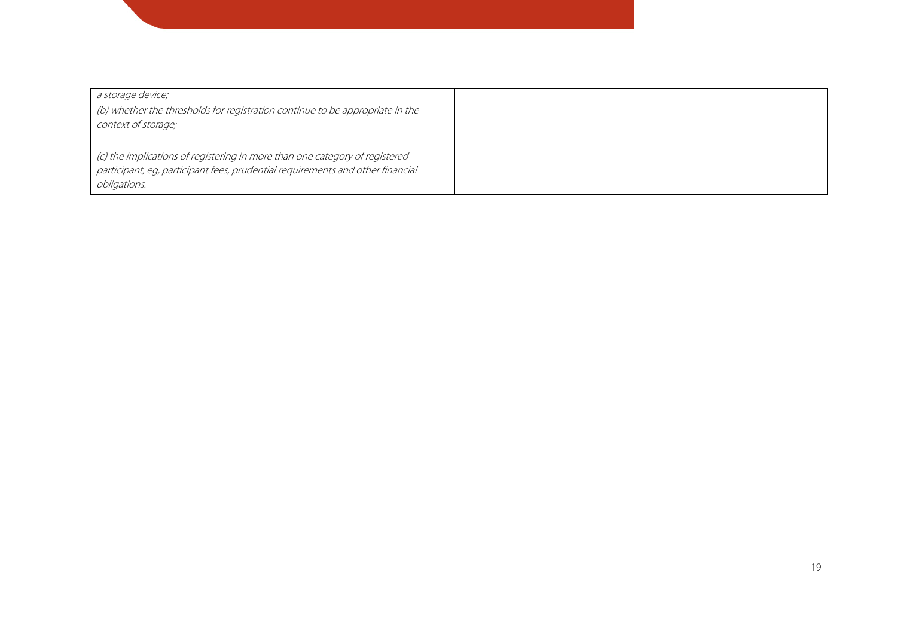| | |
|---|---|
| *a storage device;*<br>*(b) whether the thresholds for registration continue to be appropriate in the context of storage;*<br><br>*(c) the implications of registering in more than one category of registered participant, eg, participant fees, prudential requirements and other financial obligations.* | |